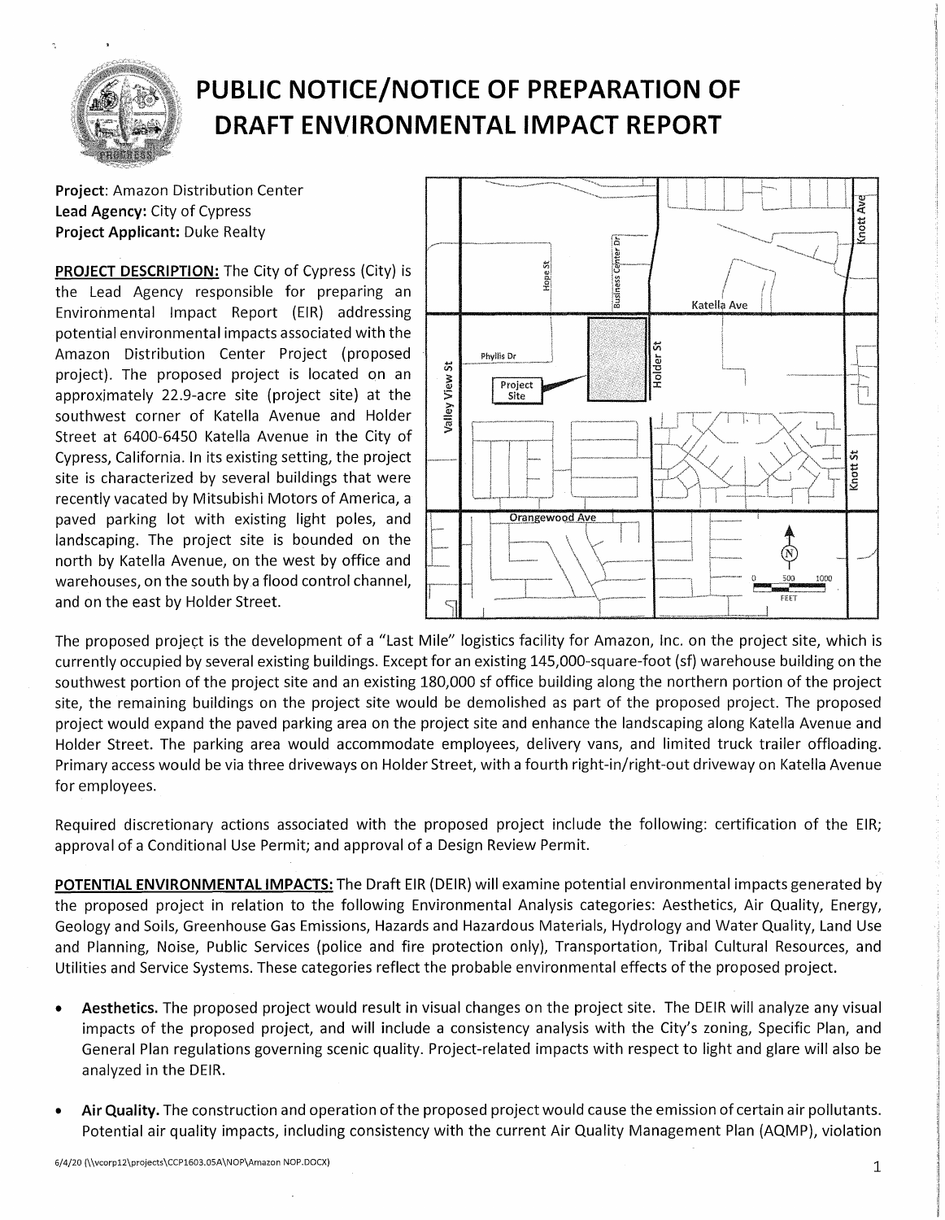# PUBLIC NOTICE/NOTICE OF PREPARATION OF DRAFT ENVIRONMENTAL IMPACT REPORT

**Project**: Amazon Distribution Center
**Lead Agency:** City of Cypress
**Project Applicant:** Duke Realty

**PROJECT DESCRIPTION:** The City of Cypress (City) is the Lead Agency responsible for preparing an Environmental Impact Report (EIR) addressing potential environmental impacts associated with the Amazon Distribution Center Project (proposed project). The proposed project is located on an approximately 22.9-acre site (project site) at the southwest corner of Katella Avenue and Holder Street at 6400-6450 Katella Avenue in the City of Cypress, California. In its existing setting, the project site is characterized by several buildings that were recently vacated by Mitsubishi Motors of America, a paved parking lot with existing light poles, and landscaping. The project site is bounded on the north by Katella Avenue, on the west by office and warehouses, on the south by a flood control channel, and on the east by Holder Street.

The proposed project is the development of a "Last Mile" logistics facility for Amazon, Inc. on the project site, which is currently occupied by several existing buildings. Except for an existing 145,000-square-foot (sf) warehouse building on the southwest portion of the project site and an existing 180,000 sf office building along the northern portion of the project site, the remaining buildings on the project site would be demolished as part of the proposed project. The proposed project would expand the paved parking area on the project site and enhance the landscaping along Katella Avenue and Holder Street. The parking area would accommodate employees, delivery vans, and limited truck trailer offloading. Primary access would be via three driveways on Holder Street, with a fourth right-in/right-out driveway on Katella Avenue for employees.

Required discretionary actions associated with the proposed project include the following: certification of the EIR; approval of a Conditional Use Permit; and approval of a Design Review Permit.

**POTENTIAL ENVIRONMENTAL IMPACTS:** The Draft EIR (DEIR) will examine potential environmental impacts generated by the proposed project in relation to the following Environmental Analysis categories: Aesthetics, Air Quality, Energy, Geology and Soils, Greenhouse Gas Emissions, Hazards and Hazardous Materials, Hydrology and Water Quality, Land Use and Planning, Noise, Public Services (police and fire protection only), Transportation, Tribal Cultural Resources, and Utilities and Service Systems. These categories reflect the probable environmental effects of the proposed project.

- **Aesthetics.** The proposed project would result in visual changes on the project site. The DEIR will analyze any visual impacts of the proposed project, and will include a consistency analysis with the City's zoning, Specific Plan, and General Plan regulations governing scenic quality. Project-related impacts with respect to light and glare will also be analyzed in the DEIR.
- **Air Quality.** The construction and operation of the proposed project would cause the emission of certain air pollutants. Potential air quality impacts, including consistency with the current Air Quality Management Plan (AQMP), violation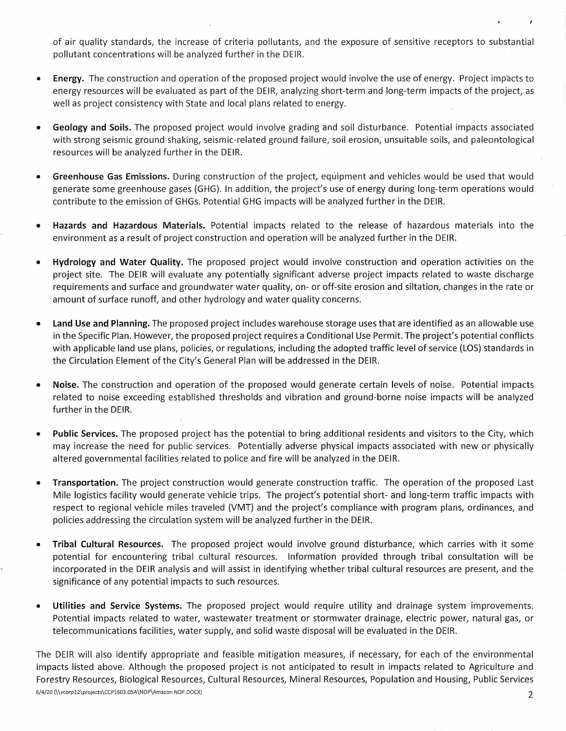of air quality standards, the increase of criteria pollutants, and the exposure of sensitive receptors to substantial pollutant concentrations will be analyzed further in the DEIR.

- **Energy.** The construction and operation of the proposed project would involve the use of energy. Project impacts to energy resources will be evaluated as part of the DEIR, analyzing short-term and long-term impacts of the project, as well as project consistency with State and local plans related to energy.

- **Geology and Soils.** The proposed project would involve grading and soil disturbance. Potential impacts associated with strong seismic ground shaking, seismic-related ground failure, soil erosion, unsuitable soils, and paleontological resources will be analyzed further in the DEIR.

- **Greenhouse Gas Emissions.** During construction of the project, equipment and vehicles would be used that would generate some greenhouse gases (GHG). In addition, the project's use of energy during long-term operations would contribute to the emission of GHGs. Potential GHG impacts will be analyzed further in the DEIR.

- **Hazards and Hazardous Materials.** Potential impacts related to the release of hazardous materials into the environment as a result of project construction and operation will be analyzed further in the DEIR.

- **Hydrology and Water Quality.** The proposed project would involve construction and operation activities on the project site. The DEIR will evaluate any potentially significant adverse project impacts related to waste discharge requirements and surface and groundwater water quality, on- or off-site erosion and siltation, changes in the rate or amount of surface runoff, and other hydrology and water quality concerns.

- **Land Use and Planning.** The proposed project includes warehouse storage uses that are identified as an allowable use in the Specific Plan. However, the proposed project requires a Conditional Use Permit. The project's potential conflicts with applicable land use plans, policies, or regulations, including the adopted traffic level of service (LOS) standards in the Circulation Element of the City's General Plan will be addressed in the DEIR.

- **Noise.** The construction and operation of the proposed would generate certain levels of noise. Potential impacts related to noise exceeding established thresholds and vibration and ground-borne noise impacts will be analyzed further in the DEIR.

- **Public Services.** The proposed project has the potential to bring additional residents and visitors to the City, which may increase the need for public services. Potentially adverse physical impacts associated with new or physically altered governmental facilities related to police and fire will be analyzed in the DEIR.

- **Transportation.** The project construction would generate construction traffic. The operation of the proposed Last Mile logistics facility would generate vehicle trips. The project's potential short- and long-term traffic impacts with respect to regional vehicle miles traveled (VMT) and the project's compliance with program plans, ordinances, and policies addressing the circulation system will be analyzed further in the DEIR.

- **Tribal Cultural Resources.** The proposed project would involve ground disturbance, which carries with it some potential for encountering tribal cultural resources. Information provided through tribal consultation will be incorporated in the DEIR analysis and will assist in identifying whether tribal cultural resources are present, and the significance of any potential impacts to such resources.

- **Utilities and Service Systems.** The proposed project would require utility and drainage system improvements. Potential impacts related to water, wastewater treatment or stormwater drainage, electric power, natural gas, or telecommunications facilities, water supply, and solid waste disposal will be evaluated in the DEIR.

The DEIR will also identify appropriate and feasible mitigation measures, if necessary, for each of the environmental impacts listed above. Although the proposed project is not anticipated to result in impacts related to Agriculture and Forestry Resources, Biological Resources, Cultural Resources, Mineral Resources, Population and Housing, Public Services

6/4/20 (\\vcorp12\projects\CCP1603.05A\NOP\Amazon NOP.DOCX)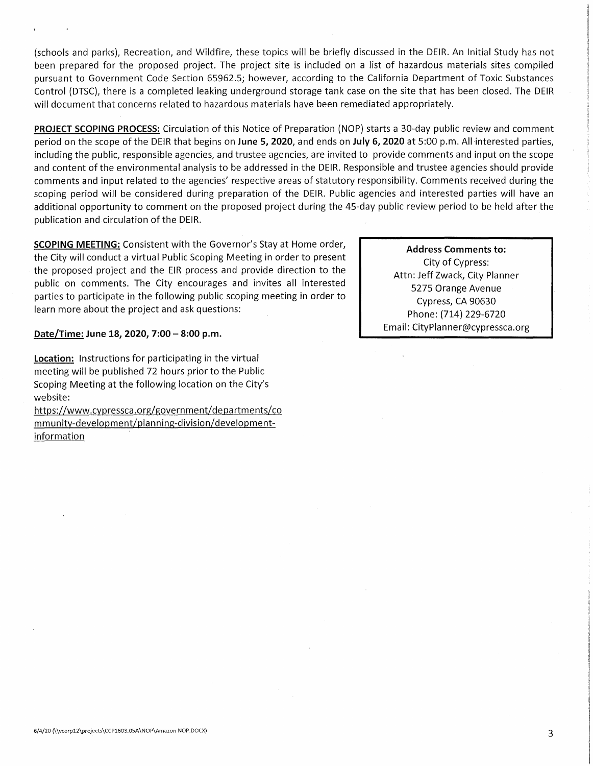(schools and parks), Recreation, and Wildfire, these topics will be briefly discussed in the DEIR. An Initial Study has not been prepared for the proposed project. The project site is included on a list of hazardous materials sites compiled pursuant to Government Code Section 65962.5; however, according to the California Department of Toxic Substances Control (DTSC), there is a completed leaking underground storage tank case on the site that has been closed. The DEIR will document that concerns related to hazardous materials have been remediated appropriately.

**PROJECT SCOPING PROCESS:** Circulation of this Notice of Preparation (NOP) starts a 30-day public review and comment period on the scope of the DEIR that begins on **June 5, 2020**, and ends on **July 6, 2020** at 5:00 p.m. All interested parties, including the public, responsible agencies, and trustee agencies, are invited to provide comments and input on the scope and content of the environmental analysis to be addressed in the DEIR. Responsible and trustee agencies should provide comments and input related to the agencies' respective areas of statutory responsibility. Comments received during the scoping period will be considered during preparation of the DEIR. Public agencies and interested parties will have an additional opportunity to comment on the proposed project during the 45-day public review period to be held after the publication and circulation of the DEIR.

**SCOPING MEETING:** Consistent with the Governor's Stay at Home order, the City will conduct a virtual Public Scoping Meeting in order to present the proposed project and the EIR process and provide direction to the public on comments. The City encourages and invites all interested parties to participate in the following public scoping meeting in order to learn more about the project and ask questions:

**Date/Time: June 18, 2020, 7:00 – 8:00 p.m.**

**Location:** Instructions for participating in the virtual meeting will be published 72 hours prior to the Public Scoping Meeting at the following location on the City's website:
https://www.cypressca.org/government/departments/community-development/planning-division/development-information

**Address Comments to:**
City of Cypress:
Attn: Jeff Zwack, City Planner
5275 Orange Avenue
Cypress, CA 90630
Phone: (714) 229-6720
Email: CityPlanner@cypressca.org

6/4/20 (\\vcorp12\projects\CCP1603.05A\NOP\Amazon NOP.DOCX)